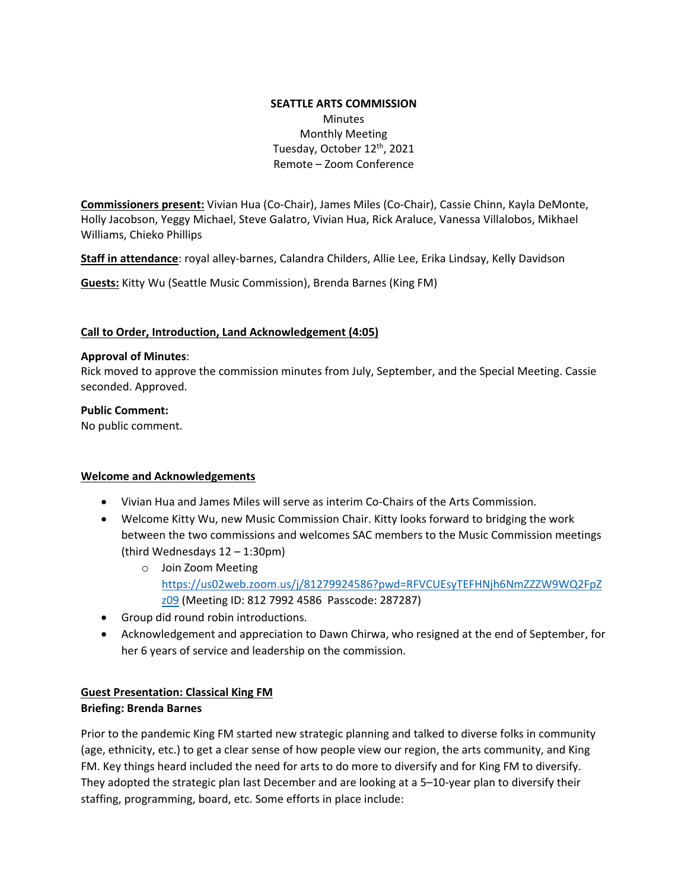**SEATTLE ARTS COMMISSION**

Minutes

Monthly Meeting

Tuesday, October 12th, 2021

Remote – Zoom Conference

**Commissioners present:** Vivian Hua (Co-Chair), James Miles (Co-Chair), Cassie Chinn, Kayla DeMonte, Holly Jacobson, Yeggy Michael, Steve Galatro, Vivian Hua, Rick Araluce, Vanessa Villalobos, Mikhael Williams, Chieko Phillips

**Staff in attendance**: royal alley-barnes, Calandra Childers, Allie Lee, Erika Lindsay, Kelly Davidson

**Guests:** Kitty Wu (Seattle Music Commission), Brenda Barnes (King FM)

**Call to Order, Introduction, Land Acknowledgement (4:05)**

**Approval of Minutes**:
Rick moved to approve the commission minutes from July, September, and the Special Meeting. Cassie seconded. Approved.

**Public Comment:**
No public comment.

**Welcome and Acknowledgements**

- Vivian Hua and James Miles will serve as interim Co-Chairs of the Arts Commission.
- Welcome Kitty Wu, new Music Commission Chair. Kitty looks forward to bridging the work between the two commissions and welcomes SAC members to the Music Commission meetings (third Wednesdays 12 – 1:30pm)
  - Join Zoom Meeting https://us02web.zoom.us/j/81279924586?pwd=RFVCUEsyTEFHNjh6NmZZZW9WQ2FpZz09 (Meeting ID: 812 7992 4586 Passcode: 287287)
- Group did round robin introductions.
- Acknowledgement and appreciation to Dawn Chirwa, who resigned at the end of September, for her 6 years of service and leadership on the commission.

**Guest Presentation: Classical King FM**
**Briefing: Brenda Barnes**

Prior to the pandemic King FM started new strategic planning and talked to diverse folks in community (age, ethnicity, etc.) to get a clear sense of how people view our region, the arts community, and King FM. Key things heard included the need for arts to do more to diversify and for King FM to diversify. They adopted the strategic plan last December and are looking at a 5–10-year plan to diversify their staffing, programming, board, etc. Some efforts in place include: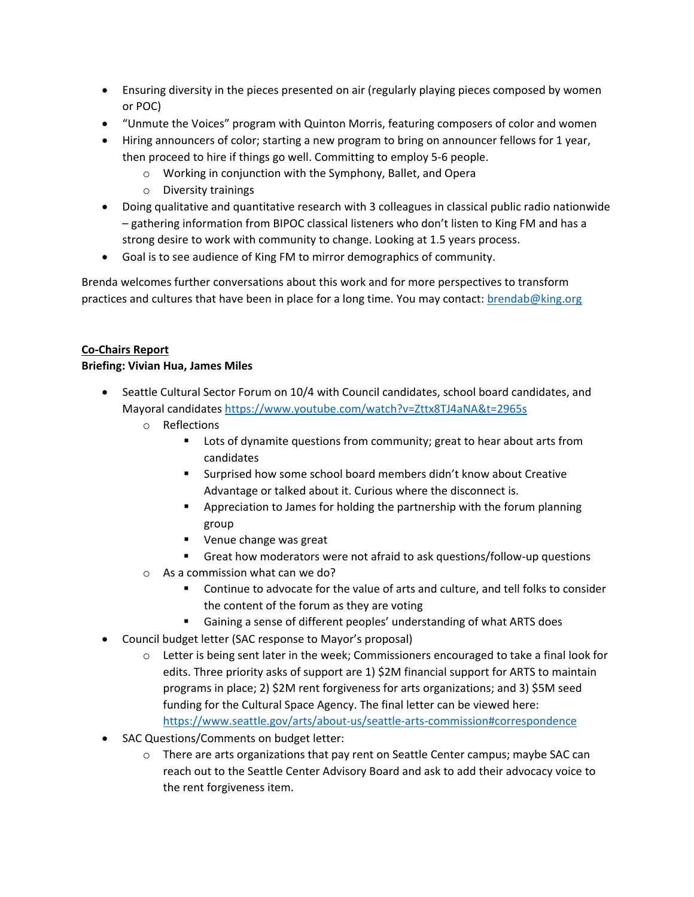- Ensuring diversity in the pieces presented on air (regularly playing pieces composed by women or POC)
- "Unmute the Voices" program with Quinton Morris, featuring composers of color and women
- Hiring announcers of color; starting a new program to bring on announcer fellows for 1 year, then proceed to hire if things go well. Committing to employ 5-6 people.
  - Working in conjunction with the Symphony, Ballet, and Opera
  - Diversity trainings
- Doing qualitative and quantitative research with 3 colleagues in classical public radio nationwide – gathering information from BIPOC classical listeners who don't listen to King FM and has a strong desire to work with community to change. Looking at 1.5 years process.
- Goal is to see audience of King FM to mirror demographics of community.

Brenda welcomes further conversations about this work and for more perspectives to transform practices and cultures that have been in place for a long time. You may contact: brendab@king.org

**Co-Chairs Report**
**Briefing: Vivian Hua, James Miles**

- Seattle Cultural Sector Forum on 10/4 with Council candidates, school board candidates, and Mayoral candidates https://www.youtube.com/watch?v=Zttx8TJ4aNA&t=2965s
  - Reflections
    - Lots of dynamite questions from community; great to hear about arts from candidates
    - Surprised how some school board members didn't know about Creative Advantage or talked about it. Curious where the disconnect is.
    - Appreciation to James for holding the partnership with the forum planning group
    - Venue change was great
    - Great how moderators were not afraid to ask questions/follow-up questions
  - As a commission what can we do?
    - Continue to advocate for the value of arts and culture, and tell folks to consider the content of the forum as they are voting
    - Gaining a sense of different peoples' understanding of what ARTS does
- Council budget letter (SAC response to Mayor's proposal)
  - Letter is being sent later in the week; Commissioners encouraged to take a final look for edits. Three priority asks of support are 1) $2M financial support for ARTS to maintain programs in place; 2) $2M rent forgiveness for arts organizations; and 3) $5M seed funding for the Cultural Space Agency. The final letter can be viewed here: https://www.seattle.gov/arts/about-us/seattle-arts-commission#correspondence
- SAC Questions/Comments on budget letter:
  - There are arts organizations that pay rent on Seattle Center campus; maybe SAC can reach out to the Seattle Center Advisory Board and ask to add their advocacy voice to the rent forgiveness item.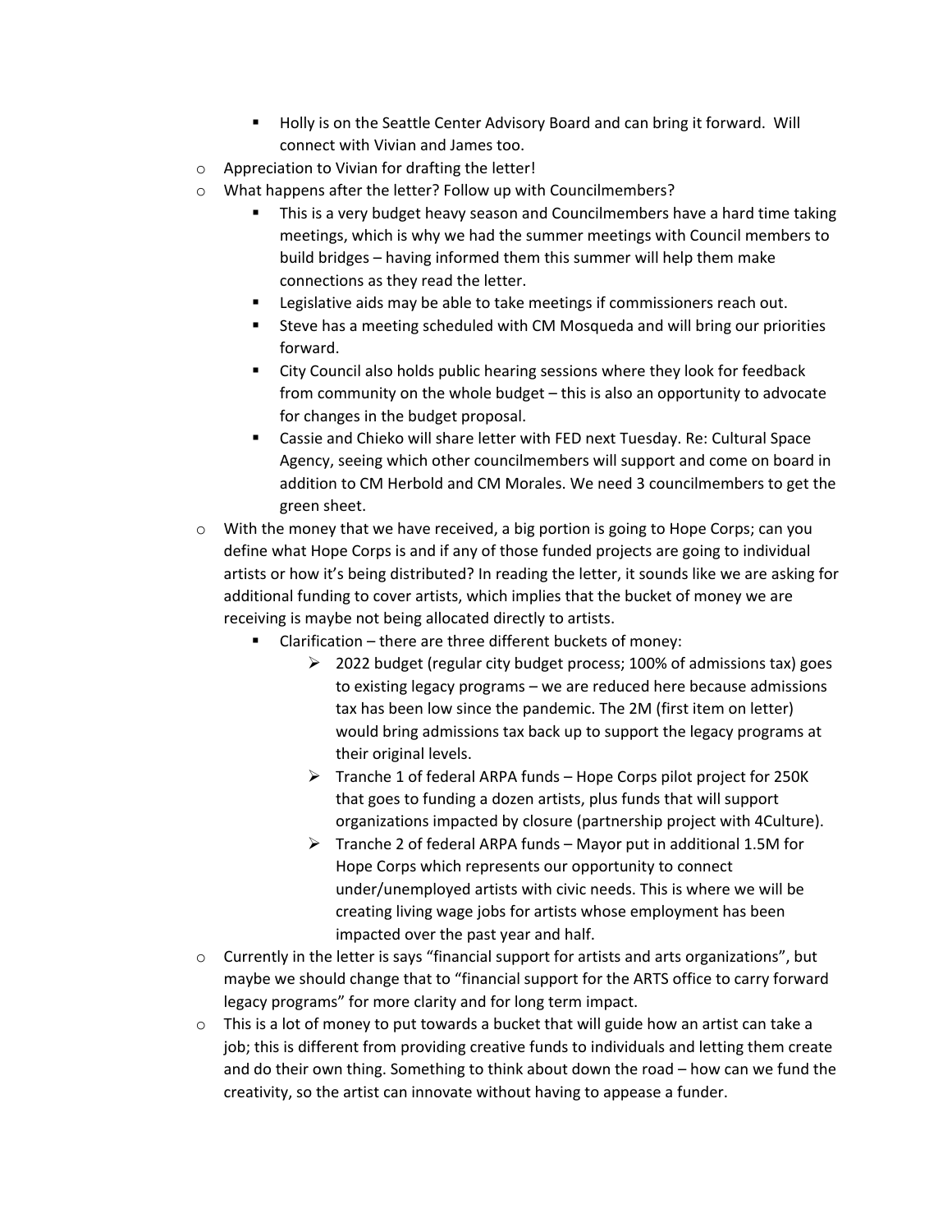- Holly is on the Seattle Center Advisory Board and can bring it forward. Will connect with Vivian and James too.
- Appreciation to Vivian for drafting the letter!
- What happens after the letter? Follow up with Councilmembers?
    - This is a very budget heavy season and Councilmembers have a hard time taking meetings, which is why we had the summer meetings with Council members to build bridges – having informed them this summer will help them make connections as they read the letter.
    - Legislative aids may be able to take meetings if commissioners reach out.
    - Steve has a meeting scheduled with CM Mosqueda and will bring our priorities forward.
    - City Council also holds public hearing sessions where they look for feedback from community on the whole budget – this is also an opportunity to advocate for changes in the budget proposal.
    - Cassie and Chieko will share letter with FED next Tuesday. Re: Cultural Space Agency, seeing which other councilmembers will support and come on board in addition to CM Herbold and CM Morales. We need 3 councilmembers to get the green sheet.
- With the money that we have received, a big portion is going to Hope Corps; can you define what Hope Corps is and if any of those funded projects are going to individual artists or how it's being distributed? In reading the letter, it sounds like we are asking for additional funding to cover artists, which implies that the bucket of money we are receiving is maybe not being allocated directly to artists.
    - Clarification – there are three different buckets of money:
        - 2022 budget (regular city budget process; 100% of admissions tax) goes to existing legacy programs – we are reduced here because admissions tax has been low since the pandemic. The 2M (first item on letter) would bring admissions tax back up to support the legacy programs at their original levels.
        - Tranche 1 of federal ARPA funds – Hope Corps pilot project for 250K that goes to funding a dozen artists, plus funds that will support organizations impacted by closure (partnership project with 4Culture).
        - Tranche 2 of federal ARPA funds – Mayor put in additional 1.5M for Hope Corps which represents our opportunity to connect under/unemployed artists with civic needs. This is where we will be creating living wage jobs for artists whose employment has been impacted over the past year and half.
- Currently in the letter is says "financial support for artists and arts organizations", but maybe we should change that to "financial support for the ARTS office to carry forward legacy programs" for more clarity and for long term impact.
- This is a lot of money to put towards a bucket that will guide how an artist can take a job; this is different from providing creative funds to individuals and letting them create and do their own thing. Something to think about down the road – how can we fund the creativity, so the artist can innovate without having to appease a funder.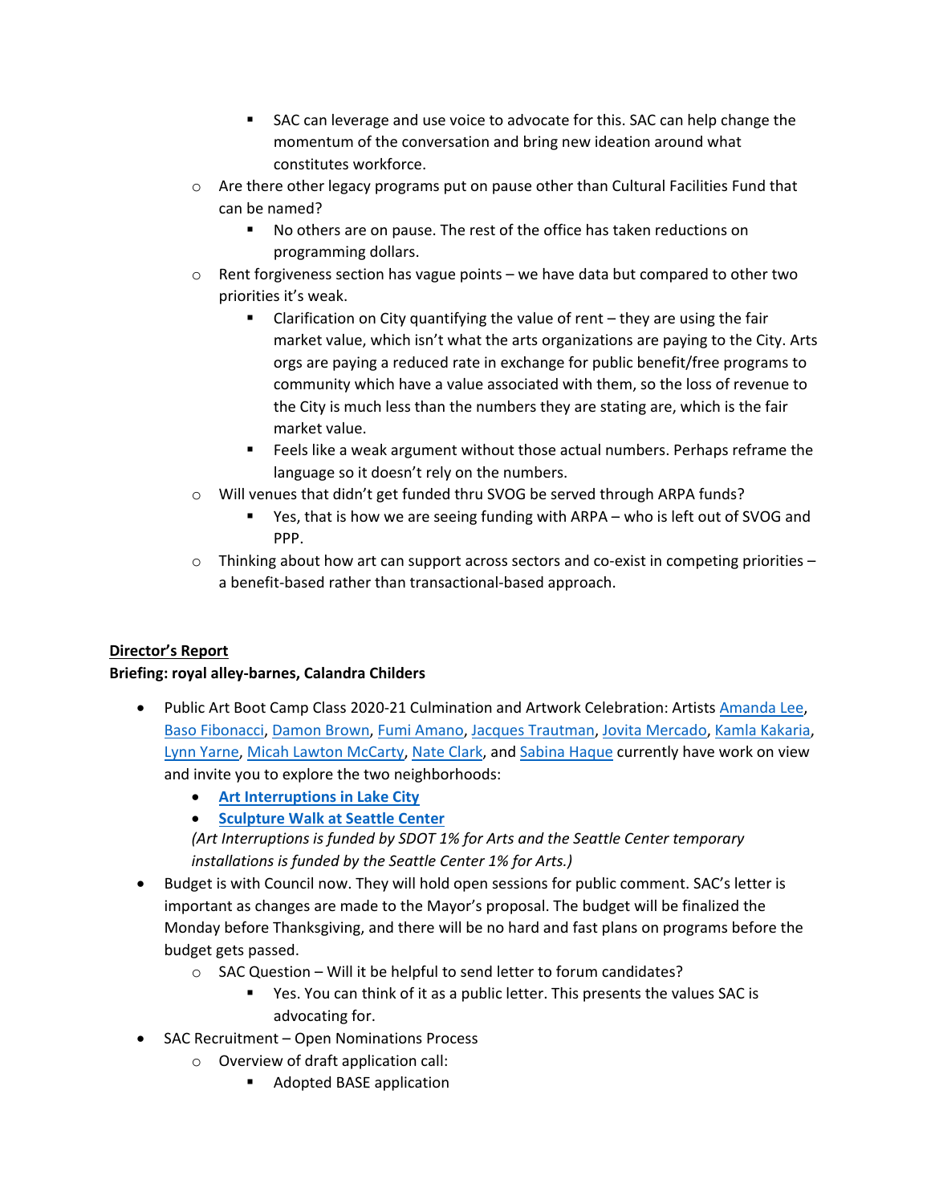- SAC can leverage and use voice to advocate for this. SAC can help change the momentum of the conversation and bring new ideation around what constitutes workforce.
  - Are there other legacy programs put on pause other than Cultural Facilities Fund that can be named?
    - No others are on pause. The rest of the office has taken reductions on programming dollars.
  - Rent forgiveness section has vague points – we have data but compared to other two priorities it's weak.
    - Clarification on City quantifying the value of rent – they are using the fair market value, which isn't what the arts organizations are paying to the City. Arts orgs are paying a reduced rate in exchange for public benefit/free programs to community which have a value associated with them, so the loss of revenue to the City is much less than the numbers they are stating are, which is the fair market value.
    - Feels like a weak argument without those actual numbers. Perhaps reframe the language so it doesn't rely on the numbers.
  - Will venues that didn't get funded thru SVOG be served through ARPA funds?
    - Yes, that is how we are seeing funding with ARPA – who is left out of SVOG and PPP.
  - Thinking about how art can support across sectors and co-exist in competing priorities – a benefit-based rather than transactional-based approach.

**Director's Report**

**Briefing: royal alley-barnes, Calandra Childers**

- Public Art Boot Camp Class 2020-21 Culmination and Artwork Celebration: Artists Amanda Lee, Baso Fibonacci, Damon Brown, Fumi Amano, Jacques Trautman, Jovita Mercado, Kamla Kakaria, Lynn Yarne, Micah Lawton McCarty, Nate Clark, and Sabina Haque currently have work on view and invite you to explore the two neighborhoods:
  - **Art Interruptions in Lake City**
  - **Sculpture Walk at Seattle Center**

  *(Art Interruptions is funded by SDOT 1% for Arts and the Seattle Center temporary installations is funded by the Seattle Center 1% for Arts.)*
- Budget is with Council now. They will hold open sessions for public comment. SAC's letter is important as changes are made to the Mayor's proposal. The budget will be finalized the Monday before Thanksgiving, and there will be no hard and fast plans on programs before the budget gets passed.
  - SAC Question – Will it be helpful to send letter to forum candidates?
    - Yes. You can think of it as a public letter. This presents the values SAC is advocating for.
- SAC Recruitment – Open Nominations Process
  - Overview of draft application call:
    - Adopted BASE application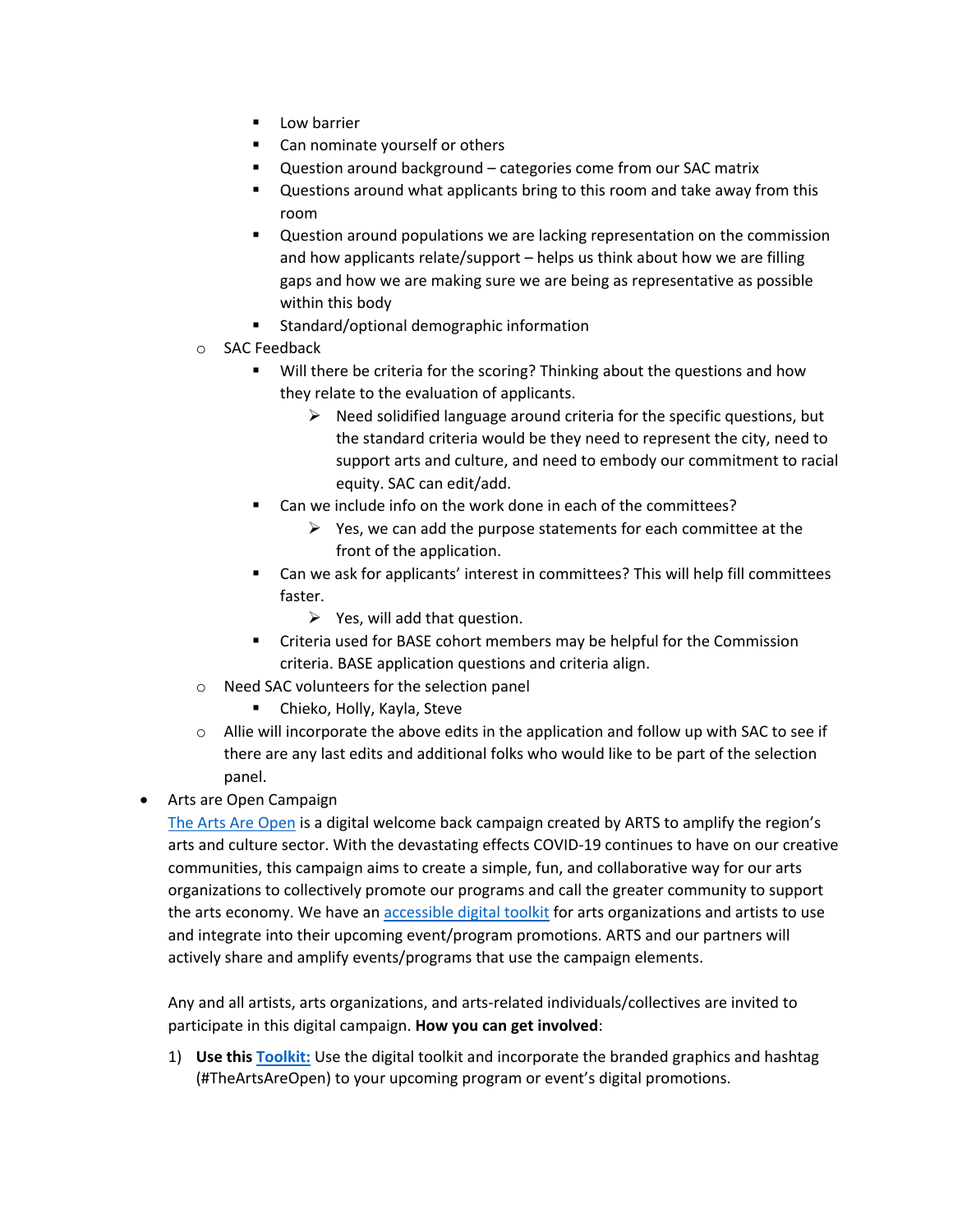- Low barrier
        - Can nominate yourself or others
        - Question around background – categories come from our SAC matrix
        - Questions around what applicants bring to this room and take away from this room
        - Question around populations we are lacking representation on the commission and how applicants relate/support – helps us think about how we are filling gaps and how we are making sure we are being as representative as possible within this body
        - Standard/optional demographic information
    - SAC Feedback
        - Will there be criteria for the scoring? Thinking about the questions and how they relate to the evaluation of applicants.
            - Need solidified language around criteria for the specific questions, but the standard criteria would be they need to represent the city, need to support arts and culture, and need to embody our commitment to racial equity. SAC can edit/add.
        - Can we include info on the work done in each of the committees?
            - Yes, we can add the purpose statements for each committee at the front of the application.
        - Can we ask for applicants' interest in committees? This will help fill committees faster.
            - Yes, will add that question.
        - Criteria used for BASE cohort members may be helpful for the Commission criteria. BASE application questions and criteria align.
    - Need SAC volunteers for the selection panel
        - Chieko, Holly, Kayla, Steve
    - Allie will incorporate the above edits in the application and follow up with SAC to see if there are any last edits and additional folks who would like to be part of the selection panel.

- Arts are Open Campaign

  The Arts Are Open is a digital welcome back campaign created by ARTS to amplify the region's arts and culture sector. With the devastating effects COVID-19 continues to have on our creative communities, this campaign aims to create a simple, fun, and collaborative way for our arts organizations to collectively promote our programs and call the greater community to support the arts economy. We have an accessible digital toolkit for arts organizations and artists to use and integrate into their upcoming event/program promotions. ARTS and our partners will actively share and amplify events/programs that use the campaign elements.

  Any and all artists, arts organizations, and arts-related individuals/collectives are invited to participate in this digital campaign. **How you can get involved**:

  1) **Use this Toolkit:** Use the digital toolkit and incorporate the branded graphics and hashtag (#TheArtsAreOpen) to your upcoming program or event's digital promotions.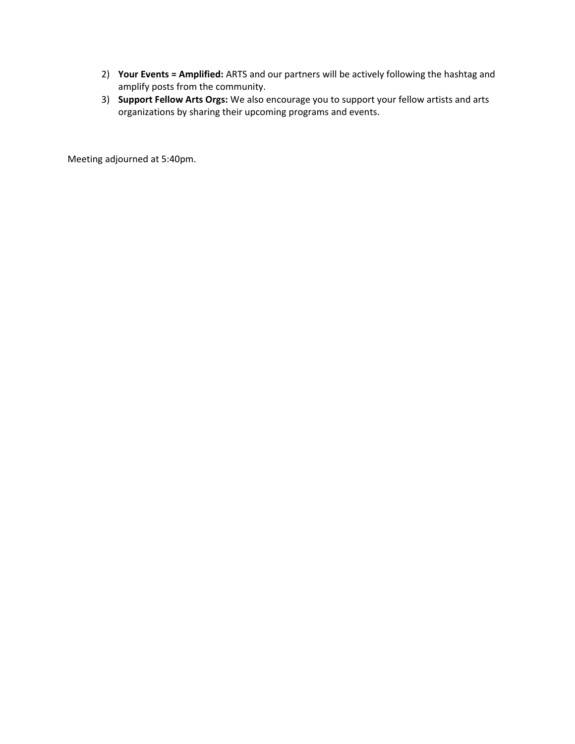2) **Your Events = Amplified:** ARTS and our partners will be actively following the hashtag and amplify posts from the community.
3) **Support Fellow Arts Orgs:** We also encourage you to support your fellow artists and arts organizations by sharing their upcoming programs and events.

Meeting adjourned at 5:40pm.